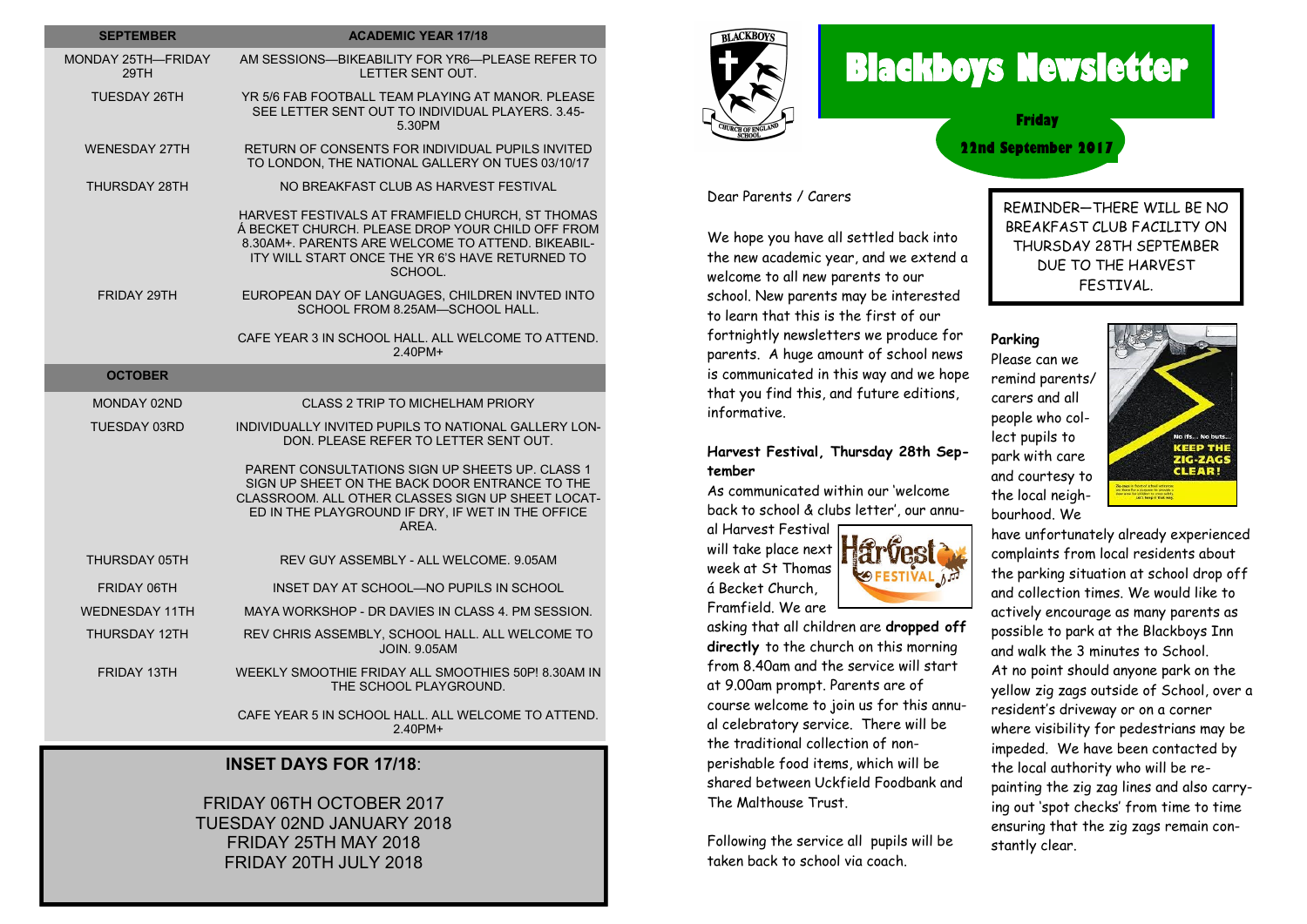| SEPTEMBER | ACADEMIC YEAR 17/18 |
| --- | --- |
| MONDAY 25TH—FRIDAY 29TH | AM SESSIONS—BIKEABILITY FOR YR6—PLEASE REFER TO LETTER SENT OUT. |
| TUESDAY 26TH | YR 5/6 FAB FOOTBALL TEAM PLAYING AT MANOR. PLEASE SEE LETTER SENT OUT TO INDIVIDUAL PLAYERS. 3.45-5.30PM |
| WENESDAY 27TH | RETURN OF CONSENTS FOR INDIVIDUAL PUPILS INVITED TO LONDON, THE NATIONAL GALLERY ON TUES 03/10/17 |
| THURSDAY 28TH | NO BREAKFAST CLUB AS HARVEST FESTIVAL |
| | HARVEST FESTIVALS AT FRAMFIELD CHURCH, ST THOMAS Á BECKET CHURCH. PLEASE DROP YOUR CHILD OFF FROM 8.30AM+. PARENTS ARE WELCOME TO ATTEND. BIKEABILITY WILL START ONCE THE YR 6'S HAVE RETURNED TO SCHOOL. |
| FRIDAY 29TH | EUROPEAN DAY OF LANGUAGES, CHILDREN INVTED INTO SCHOOL FROM 8.25AM—SCHOOL HALL. |
| | CAFE YEAR 3 IN SCHOOL HALL. ALL WELCOME TO ATTEND. 2.40PM+ |
| **OCTOBER** | |
| MONDAY 02ND | CLASS 2 TRIP TO MICHELHAM PRIORY |
| TUESDAY 03RD | INDIVIDUALLY INVITED PUPILS TO NATIONAL GALLERY LONDON. PLEASE REFER TO LETTER SENT OUT. |
| | PARENT CONSULTATIONS SIGN UP SHEETS UP. CLASS 1 SIGN UP SHEET ON THE BACK DOOR ENTRANCE TO THE CLASSROOM. ALL OTHER CLASSES SIGN UP SHEET LOCATED IN THE PLAYGROUND IF DRY, IF WET IN THE OFFICE AREA. |
| THURSDAY 05TH | REV GUY ASSEMBLY - ALL WELCOME. 9.05AM |
| FRIDAY 06TH | INSET DAY AT SCHOOL—NO PUPILS IN SCHOOL |
| WEDNESDAY 11TH | MAYA WORKSHOP - DR DAVIES IN CLASS 4. PM SESSION. |
| THURSDAY 12TH | REV CHRIS ASSEMBLY, SCHOOL HALL. ALL WELCOME TO JOIN. 9.05AM |
| FRIDAY 13TH | WEEKLY SMOOTHIE FRIDAY ALL SMOOTHIES 50P! 8.30AM IN THE SCHOOL PLAYGROUND. |
| | CAFE YEAR 5 IN SCHOOL HALL. ALL WELCOME TO ATTEND. 2.40PM+ |

## INSET DAYS FOR 17/18:

FRIDAY 06TH OCTOBER 2017
TUESDAY 02ND JANUARY 2018
FRIDAY 25TH MAY 2018
FRIDAY 20TH JULY 2018

# Blackboys Newsletter

**Friday 22nd September 2017**

Dear Parents / Carers

We hope you have all settled back into the new academic year, and we extend a welcome to all new parents to our school. New parents may be interested to learn that this is the first of our fortnightly newsletters we produce for parents. A huge amount of school news is communicated in this way and we hope that you find this, and future editions, informative.

### Harvest Festival, Thursday 28th September

As communicated within our 'welcome back to school & clubs letter', our annual Harvest Festival will take place next week at St Thomas á Becket Church, Framfield. We are asking that all children are **dropped off directly** to the church on this morning from 8.40am and the service will start at 9.00am prompt. Parents are of course welcome to join us for this annual celebratory service. There will be the traditional collection of non-perishable food items, which will be shared between Uckfield Foodbank and The Malthouse Trust.

Following the service all pupils will be taken back to school via coach.

REMINDER—THERE WILL BE NO BREAKFAST CLUB FACILITY ON THURSDAY 28TH SEPTEMBER DUE TO THE HARVEST FESTIVAL.

### Parking

Please can we remind parents/carers and all people who collect pupils to park with care and courtesy to the local neighbourhood. We have unfortunately already experienced complaints from local residents about the parking situation at school drop off and collection times. We would like to actively encourage as many parents as possible to park at the Blackboys Inn and walk the 3 minutes to School. At no point should anyone park on the yellow zig zags outside of School, over a resident's driveway or on a corner where visibility for pedestrians may be impeded. We have been contacted by the local authority who will be repainting the zig zag lines and also carrying out 'spot checks' from time to time ensuring that the zig zags remain constantly clear.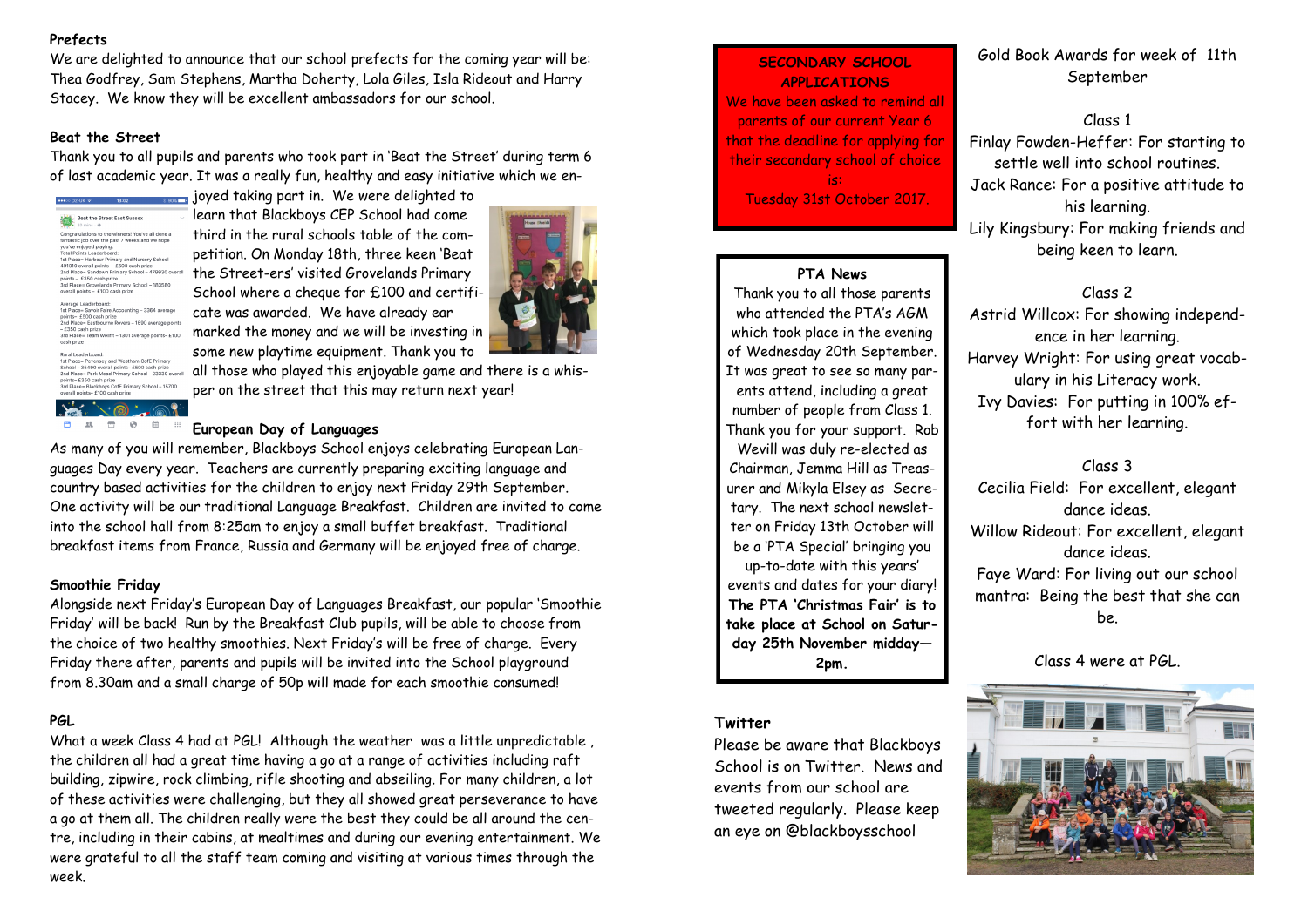**Prefects**

We are delighted to announce that our school prefects for the coming year will be: Thea Godfrey, Sam Stephens, Martha Doherty, Lola Giles, Isla Rideout and Harry Stacey. We know they will be excellent ambassadors for our school.

**Beat the Street**

Thank you to all pupils and parents who took part in 'Beat the Street' during term 6 of last academic year. It was a really fun, healthy and easy initiative which we enjoyed taking part in. We were delighted to learn that Blackboys CEP School had come third in the rural schools table of the competition. On Monday 18th, three keen 'Beat the Street-ers' visited Grovelands Primary School where a cheque for £100 and certificate was awarded. We have already ear marked the money and we will be investing in some new playtime equipment. Thank you to all those who played this enjoyable game and there is a whisper on the street that this may return next year!

**European Day of Languages**

As many of you will remember, Blackboys School enjoys celebrating European Languages Day every year. Teachers are currently preparing exciting language and country based activities for the children to enjoy next Friday 29th September. One activity will be our traditional Language Breakfast. Children are invited to come into the school hall from 8:25am to enjoy a small buffet breakfast. Traditional breakfast items from France, Russia and Germany will be enjoyed free of charge.

**Smoothie Friday**

Alongside next Friday's European Day of Languages Breakfast, our popular 'Smoothie Friday' will be back! Run by the Breakfast Club pupils, will be able to choose from the choice of two healthy smoothies. Next Friday's will be free of charge. Every Friday there after, parents and pupils will be invited into the School playground from 8.30am and a small charge of 50p will made for each smoothie consumed!

**PGL**

What a week Class 4 had at PGL! Although the weather was a little unpredictable , the children all had a great time having a go at a range of activities including raft building, zipwire, rock climbing, rifle shooting and abseiling. For many children, a lot of these activities were challenging, but they all showed great perseverance to have a go at them all. The children really were the best they could be all around the centre, including in their cabins, at mealtimes and during our evening entertainment. We were grateful to all the staff team coming and visiting at various times through the week.

**SECONDARY SCHOOL APPLICATIONS**

We have been asked to remind all parents of our current Year 6 that the deadline for applying for their secondary school of choice is:

Tuesday 31st October 2017.

**PTA News**

Thank you to all those parents who attended the PTA's AGM which took place in the evening of Wednesday 20th September. It was great to see so many parents attend, including a great number of people from Class 1. Thank you for your support. Rob Wevill was duly re-elected as Chairman, Jemma Hill as Treasurer and Mikyla Elsey as Secretary. The next school newsletter on Friday 13th October will be a 'PTA Special' bringing you up-to-date with this years' events and dates for your diary! **The PTA 'Christmas Fair' is to take place at School on Saturday 25th November midday—2pm.**

**Twitter**

Please be aware that Blackboys School is on Twitter. News and events from our school are tweeted regularly. Please keep an eye on @blackboysschool

Gold Book Awards for week of 11th September

Class 1

Finlay Fowden-Heffer: For starting to settle well into school routines.

Jack Rance: For a positive attitude to his learning.

Lily Kingsbury: For making friends and being keen to learn.

Class 2

Astrid Willcox: For showing independence in her learning.

Harvey Wright: For using great vocabulary in his Literacy work.

Ivy Davies: For putting in 100% effort with her learning.

Class 3

Cecilia Field: For excellent, elegant dance ideas.

Willow Rideout: For excellent, elegant dance ideas.

Faye Ward: For living out our school mantra: Being the best that she can be.

Class 4 were at PGL.